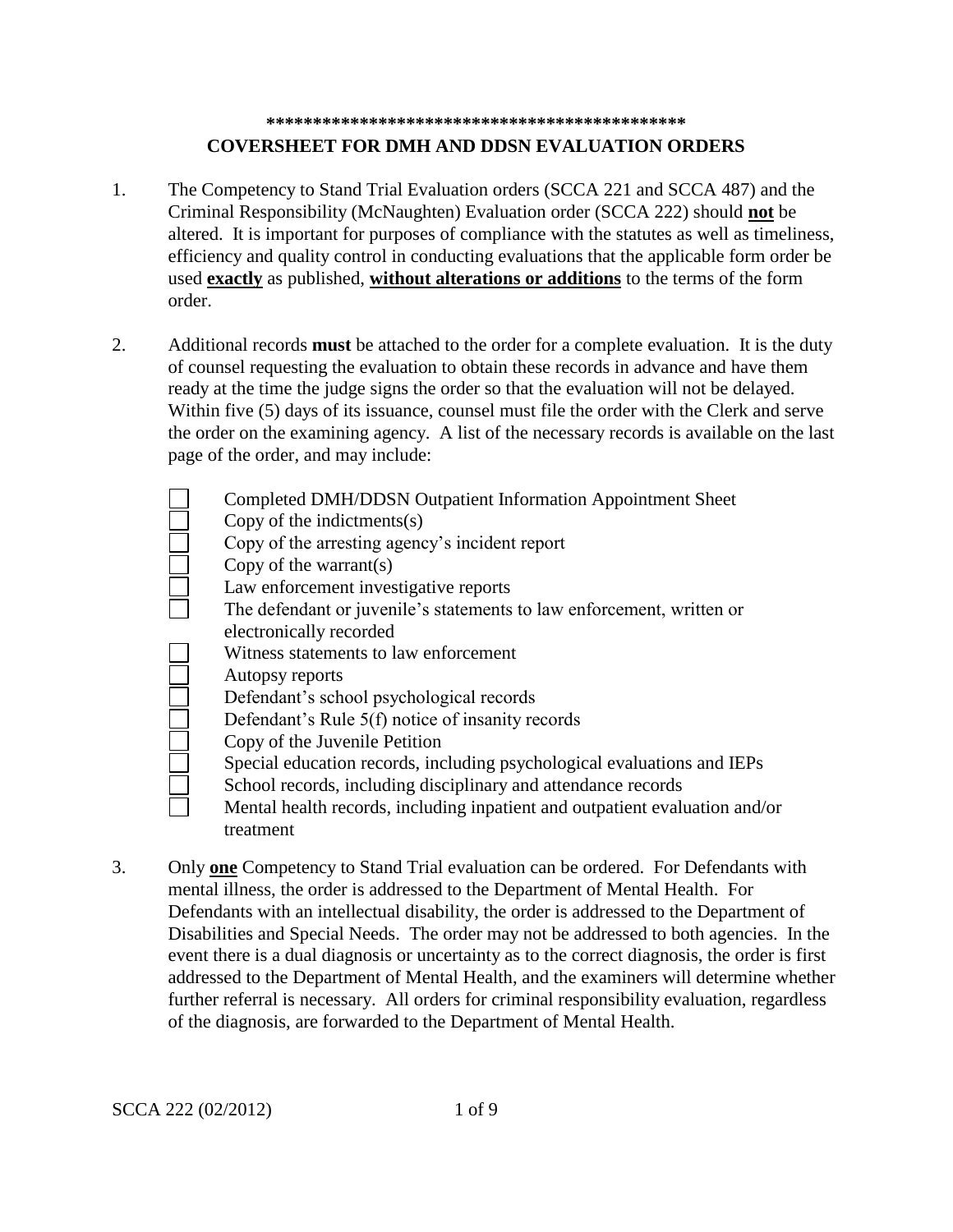**********************************************

## COVERSHEET FOR DMH AND DDSN EVALUATION ORDERS

1. The Competency to Stand Trial Evaluation orders (SCCA 221 and SCCA 487) and the Criminal Responsibility (McNaughten) Evaluation order (SCCA 222) should **not** be altered. It is important for purposes of compliance with the statutes as well as timeliness, efficiency and quality control in conducting evaluations that the applicable form order be used **exactly** as published, **without alterations or additions** to the terms of the form order.

2. Additional records **must** be attached to the order for a complete evaluation. It is the duty of counsel requesting the evaluation to obtain these records in advance and have them ready at the time the judge signs the order so that the evaluation will not be delayed. Within five (5) days of its issuance, counsel must file the order with the Clerk and serve the order on the examining agency. A list of the necessary records is available on the last page of the order, and may include:

   - [ ] Completed DMH/DDSN Outpatient Information Appointment Sheet
   - [ ] Copy of the indictments(s)
   - [ ] Copy of the arresting agency's incident report
   - [ ] Copy of the warrant(s)
   - [ ] Law enforcement investigative reports
   - [ ] The defendant or juvenile's statements to law enforcement, written or electronically recorded
   - [ ] Witness statements to law enforcement
   - [ ] Autopsy reports
   - [ ] Defendant's school psychological records
   - [ ] Defendant's Rule 5(f) notice of insanity records
   - [ ] Copy of the Juvenile Petition
   - [ ] Special education records, including psychological evaluations and IEPs
   - [ ] School records, including disciplinary and attendance records
   - [ ] Mental health records, including inpatient and outpatient evaluation and/or treatment

3. Only **one** Competency to Stand Trial evaluation can be ordered. For Defendants with mental illness, the order is addressed to the Department of Mental Health. For Defendants with an intellectual disability, the order is addressed to the Department of Disabilities and Special Needs. The order may not be addressed to both agencies. In the event there is a dual diagnosis or uncertainty as to the correct diagnosis, the order is first addressed to the Department of Mental Health, and the examiners will determine whether further referral is necessary. All orders for criminal responsibility evaluation, regardless of the diagnosis, are forwarded to the Department of Mental Health.

SCCA 222 (02/2012)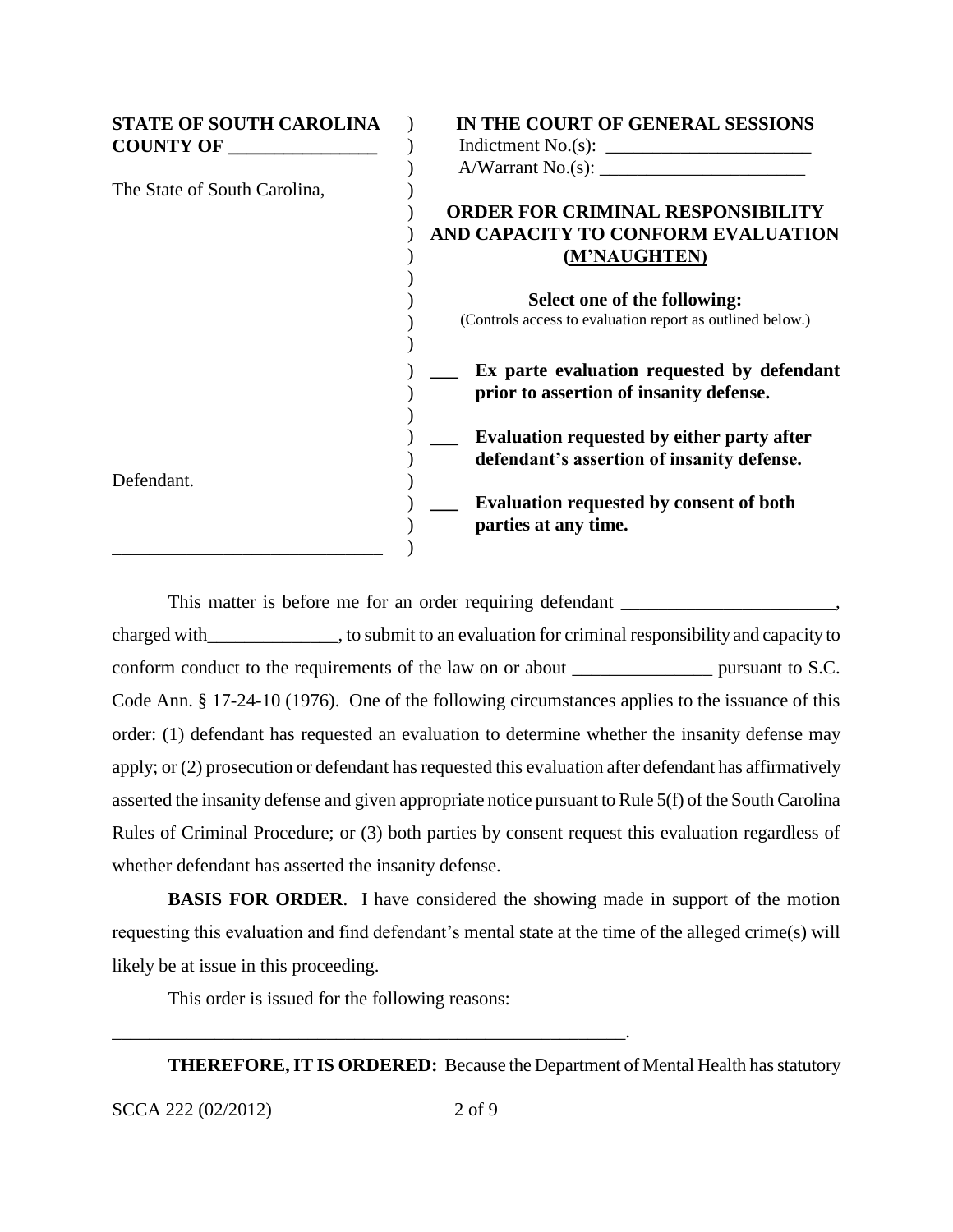**STATE OF SOUTH CAROLINA**
**COUNTY OF ________________**

The State of South Carolina,

Defendant.

_____________________________

**IN THE COURT OF GENERAL SESSIONS**

Indictment No.(s): ______________________

A/Warrant No.(s): ______________________

**ORDER FOR CRIMINAL RESPONSIBILITY AND CAPACITY TO CONFORM EVALUATION (M'NAUGHTEN)**

**Select one of the following:**
(Controls access to evaluation report as outlined below.)

**___ Ex parte evaluation requested by defendant prior to assertion of insanity defense.**

**___ Evaluation requested by either party after defendant's assertion of insanity defense.**

**___ Evaluation requested by consent of both parties at any time.**

This matter is before me for an order requiring defendant _______________________, charged with______________, to submit to an evaluation for criminal responsibility and capacity to conform conduct to the requirements of the law on or about _______________ pursuant to S.C. Code Ann. § 17-24-10 (1976). One of the following circumstances applies to the issuance of this order: (1) defendant has requested an evaluation to determine whether the insanity defense may apply; or (2) prosecution or defendant has requested this evaluation after defendant has affirmatively asserted the insanity defense and given appropriate notice pursuant to Rule 5(f) of the South Carolina Rules of Criminal Procedure; or (3) both parties by consent request this evaluation regardless of whether defendant has asserted the insanity defense.

**BASIS FOR ORDER**. I have considered the showing made in support of the motion requesting this evaluation and find defendant's mental state at the time of the alleged crime(s) will likely be at issue in this proceeding.

This order is issued for the following reasons:

_________________________________________________________.

**THEREFORE, IT IS ORDERED:** Because the Department of Mental Health has statutory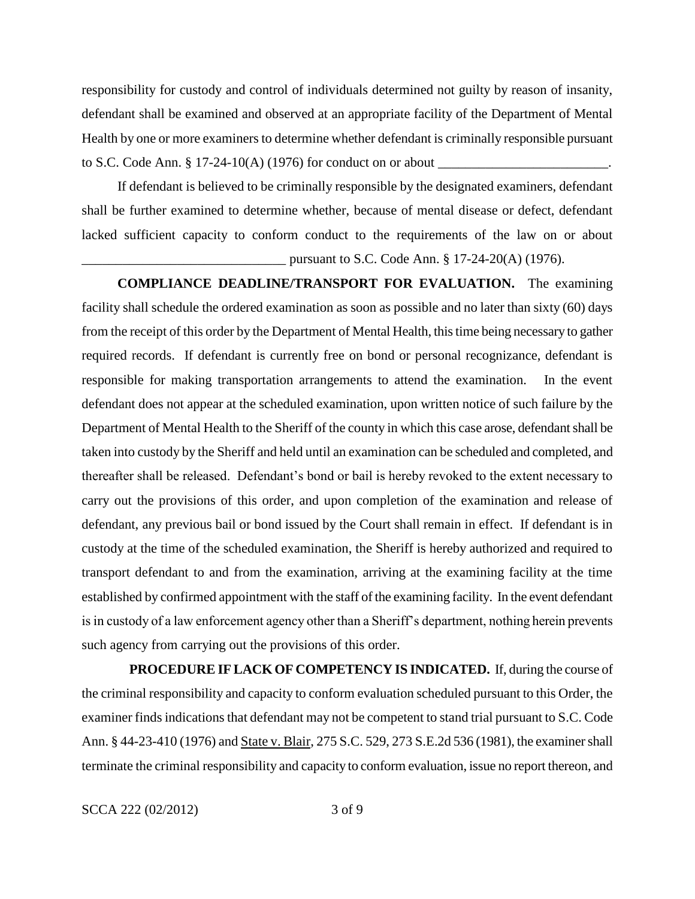responsibility for custody and control of individuals determined not guilty by reason of insanity, defendant shall be examined and observed at an appropriate facility of the Department of Mental Health by one or more examiners to determine whether defendant is criminally responsible pursuant to S.C. Code Ann. § 17-24-10(A) (1976) for conduct on or about _________________________.

If defendant is believed to be criminally responsible by the designated examiners, defendant shall be further examined to determine whether, because of mental disease or defect, defendant lacked sufficient capacity to conform conduct to the requirements of the law on or about ______________________________ pursuant to S.C. Code Ann. § 17-24-20(A) (1976).

**COMPLIANCE DEADLINE/TRANSPORT FOR EVALUATION.** The examining facility shall schedule the ordered examination as soon as possible and no later than sixty (60) days from the receipt of this order by the Department of Mental Health, this time being necessary to gather required records. If defendant is currently free on bond or personal recognizance, defendant is responsible for making transportation arrangements to attend the examination. In the event defendant does not appear at the scheduled examination, upon written notice of such failure by the Department of Mental Health to the Sheriff of the county in which this case arose, defendant shall be taken into custody by the Sheriff and held until an examination can be scheduled and completed, and thereafter shall be released. Defendant's bond or bail is hereby revoked to the extent necessary to carry out the provisions of this order, and upon completion of the examination and release of defendant, any previous bail or bond issued by the Court shall remain in effect. If defendant is in custody at the time of the scheduled examination, the Sheriff is hereby authorized and required to transport defendant to and from the examination, arriving at the examining facility at the time established by confirmed appointment with the staff of the examining facility. In the event defendant is in custody of a law enforcement agency other than a Sheriff's department, nothing herein prevents such agency from carrying out the provisions of this order.

**PROCEDURE IF LACK OF COMPETENCY IS INDICATED.** If, during the course of the criminal responsibility and capacity to conform evaluation scheduled pursuant to this Order, the examiner finds indications that defendant may not be competent to stand trial pursuant to S.C. Code Ann. § 44-23-410 (1976) and State v. Blair, 275 S.C. 529, 273 S.E.2d 536 (1981), the examiner shall terminate the criminal responsibility and capacity to conform evaluation, issue no report thereon, and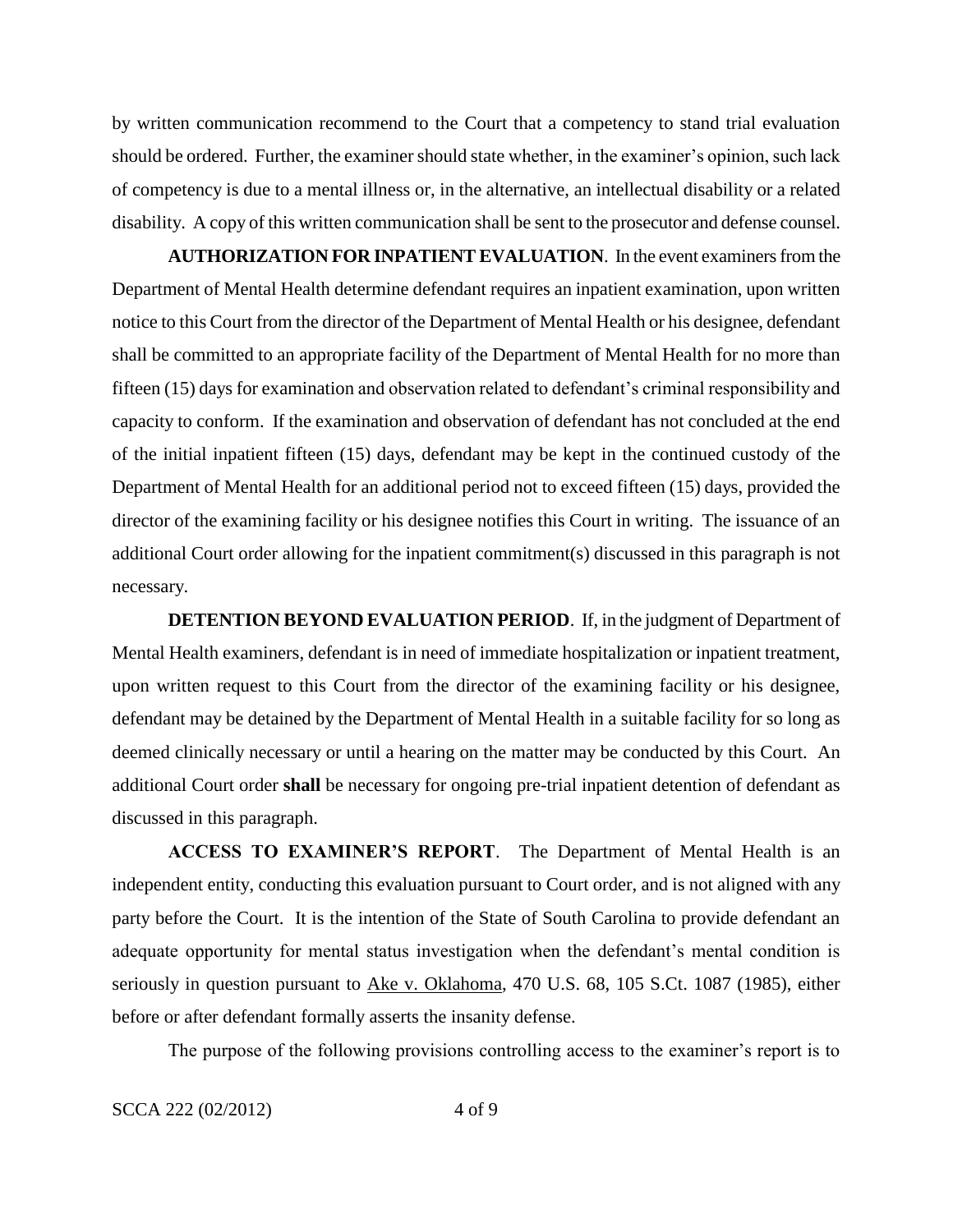by written communication recommend to the Court that a competency to stand trial evaluation should be ordered. Further, the examiner should state whether, in the examiner's opinion, such lack of competency is due to a mental illness or, in the alternative, an intellectual disability or a related disability. A copy of this written communication shall be sent to the prosecutor and defense counsel.

**AUTHORIZATION FOR INPATIENT EVALUATION**. In the event examiners from the Department of Mental Health determine defendant requires an inpatient examination, upon written notice to this Court from the director of the Department of Mental Health or his designee, defendant shall be committed to an appropriate facility of the Department of Mental Health for no more than fifteen (15) days for examination and observation related to defendant's criminal responsibility and capacity to conform. If the examination and observation of defendant has not concluded at the end of the initial inpatient fifteen (15) days, defendant may be kept in the continued custody of the Department of Mental Health for an additional period not to exceed fifteen (15) days, provided the director of the examining facility or his designee notifies this Court in writing. The issuance of an additional Court order allowing for the inpatient commitment(s) discussed in this paragraph is not necessary.

**DETENTION BEYOND EVALUATION PERIOD**. If, in the judgment of Department of Mental Health examiners, defendant is in need of immediate hospitalization or inpatient treatment, upon written request to this Court from the director of the examining facility or his designee, defendant may be detained by the Department of Mental Health in a suitable facility for so long as deemed clinically necessary or until a hearing on the matter may be conducted by this Court. An additional Court order **shall** be necessary for ongoing pre-trial inpatient detention of defendant as discussed in this paragraph.

**ACCESS TO EXAMINER'S REPORT**. The Department of Mental Health is an independent entity, conducting this evaluation pursuant to Court order, and is not aligned with any party before the Court. It is the intention of the State of South Carolina to provide defendant an adequate opportunity for mental status investigation when the defendant's mental condition is seriously in question pursuant to Ake v. Oklahoma, 470 U.S. 68, 105 S.Ct. 1087 (1985), either before or after defendant formally asserts the insanity defense.

The purpose of the following provisions controlling access to the examiner's report is to

SCCA 222 (02/2012)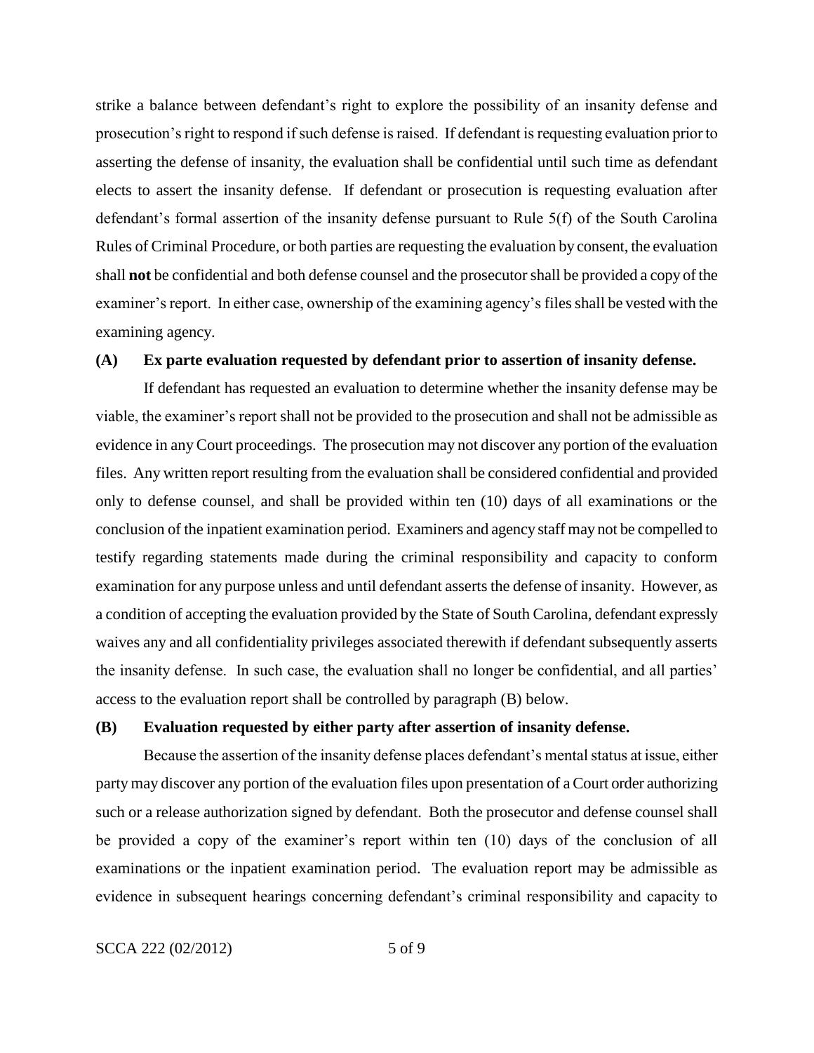strike a balance between defendant's right to explore the possibility of an insanity defense and prosecution's right to respond if such defense is raised. If defendant is requesting evaluation prior to asserting the defense of insanity, the evaluation shall be confidential until such time as defendant elects to assert the insanity defense. If defendant or prosecution is requesting evaluation after defendant's formal assertion of the insanity defense pursuant to Rule 5(f) of the South Carolina Rules of Criminal Procedure, or both parties are requesting the evaluation by consent, the evaluation shall **not** be confidential and both defense counsel and the prosecutor shall be provided a copy of the examiner's report. In either case, ownership of the examining agency's files shall be vested with the examining agency.

**(A) Ex parte evaluation requested by defendant prior to assertion of insanity defense.**

If defendant has requested an evaluation to determine whether the insanity defense may be viable, the examiner's report shall not be provided to the prosecution and shall not be admissible as evidence in any Court proceedings. The prosecution may not discover any portion of the evaluation files. Any written report resulting from the evaluation shall be considered confidential and provided only to defense counsel, and shall be provided within ten (10) days of all examinations or the conclusion of the inpatient examination period. Examiners and agency staff may not be compelled to testify regarding statements made during the criminal responsibility and capacity to conform examination for any purpose unless and until defendant asserts the defense of insanity. However, as a condition of accepting the evaluation provided by the State of South Carolina, defendant expressly waives any and all confidentiality privileges associated therewith if defendant subsequently asserts the insanity defense. In such case, the evaluation shall no longer be confidential, and all parties' access to the evaluation report shall be controlled by paragraph (B) below.

**(B) Evaluation requested by either party after assertion of insanity defense.**

Because the assertion of the insanity defense places defendant's mental status at issue, either party may discover any portion of the evaluation files upon presentation of a Court order authorizing such or a release authorization signed by defendant. Both the prosecutor and defense counsel shall be provided a copy of the examiner's report within ten (10) days of the conclusion of all examinations or the inpatient examination period. The evaluation report may be admissible as evidence in subsequent hearings concerning defendant's criminal responsibility and capacity to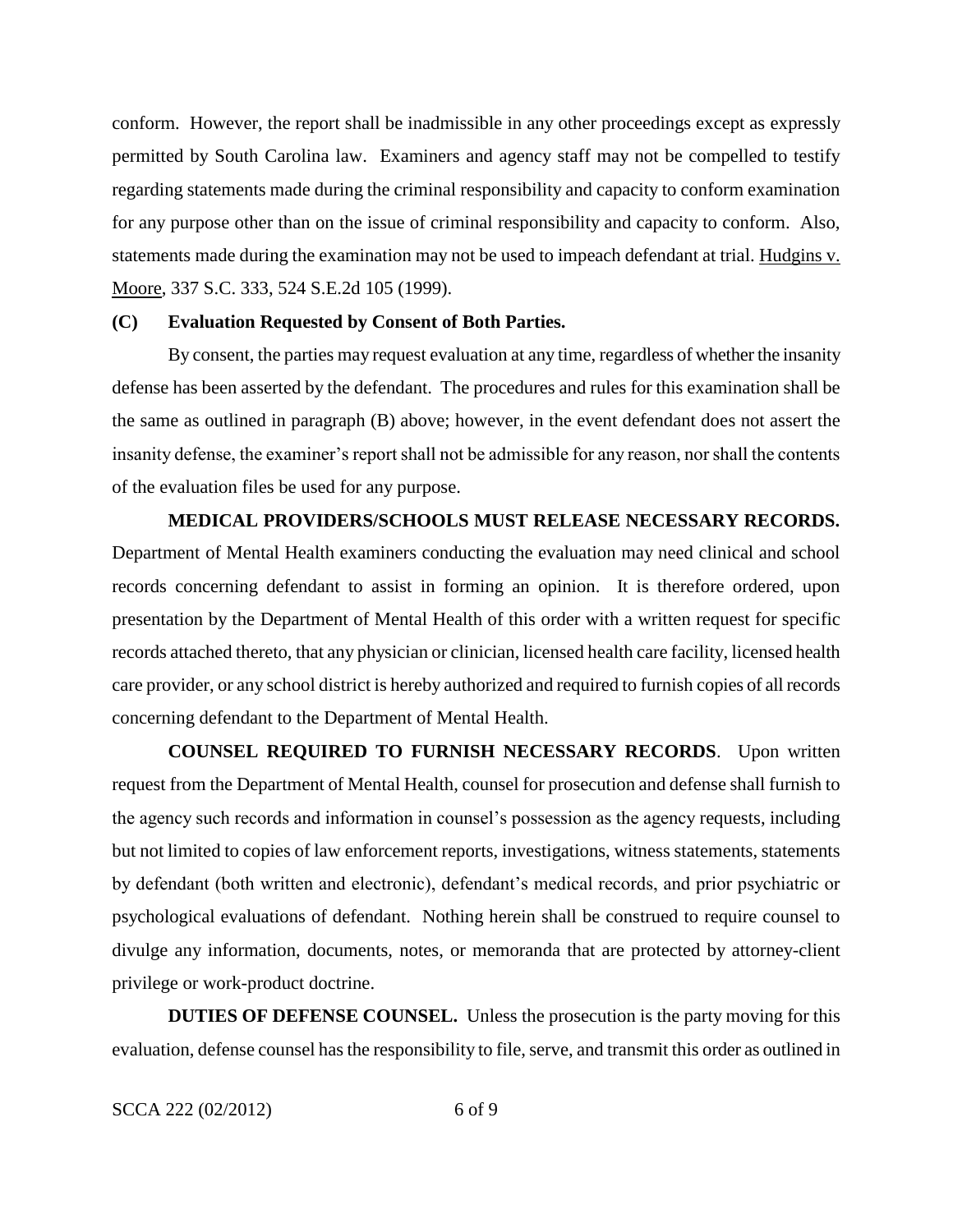conform. However, the report shall be inadmissible in any other proceedings except as expressly permitted by South Carolina law. Examiners and agency staff may not be compelled to testify regarding statements made during the criminal responsibility and capacity to conform examination for any purpose other than on the issue of criminal responsibility and capacity to conform. Also, statements made during the examination may not be used to impeach defendant at trial. Hudgins v. Moore, 337 S.C. 333, 524 S.E.2d 105 (1999).

**(C) Evaluation Requested by Consent of Both Parties.**

By consent, the parties may request evaluation at any time, regardless of whether the insanity defense has been asserted by the defendant. The procedures and rules for this examination shall be the same as outlined in paragraph (B) above; however, in the event defendant does not assert the insanity defense, the examiner's report shall not be admissible for any reason, nor shall the contents of the evaluation files be used for any purpose.

**MEDICAL PROVIDERS/SCHOOLS MUST RELEASE NECESSARY RECORDS.** Department of Mental Health examiners conducting the evaluation may need clinical and school records concerning defendant to assist in forming an opinion. It is therefore ordered, upon presentation by the Department of Mental Health of this order with a written request for specific records attached thereto, that any physician or clinician, licensed health care facility, licensed health care provider, or any school district is hereby authorized and required to furnish copies of all records concerning defendant to the Department of Mental Health.

**COUNSEL REQUIRED TO FURNISH NECESSARY RECORDS**. Upon written request from the Department of Mental Health, counsel for prosecution and defense shall furnish to the agency such records and information in counsel's possession as the agency requests, including but not limited to copies of law enforcement reports, investigations, witness statements, statements by defendant (both written and electronic), defendant's medical records, and prior psychiatric or psychological evaluations of defendant. Nothing herein shall be construed to require counsel to divulge any information, documents, notes, or memoranda that are protected by attorney-client privilege or work-product doctrine.

**DUTIES OF DEFENSE COUNSEL.** Unless the prosecution is the party moving for this evaluation, defense counsel has the responsibility to file, serve, and transmit this order as outlined in

SCCA 222 (02/2012)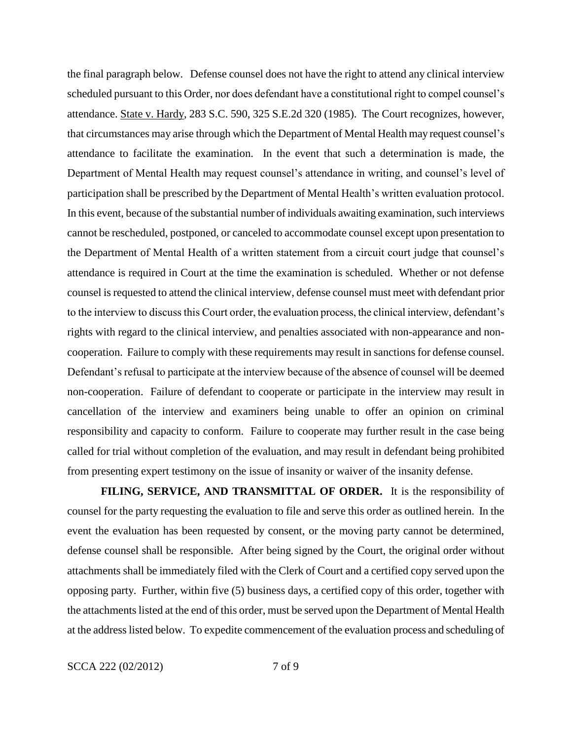the final paragraph below. Defense counsel does not have the right to attend any clinical interview scheduled pursuant to this Order, nor does defendant have a constitutional right to compel counsel's attendance. State v. Hardy, 283 S.C. 590, 325 S.E.2d 320 (1985). The Court recognizes, however, that circumstances may arise through which the Department of Mental Health may request counsel's attendance to facilitate the examination. In the event that such a determination is made, the Department of Mental Health may request counsel's attendance in writing, and counsel's level of participation shall be prescribed by the Department of Mental Health's written evaluation protocol. In this event, because of the substantial number of individuals awaiting examination, such interviews cannot be rescheduled, postponed, or canceled to accommodate counsel except upon presentation to the Department of Mental Health of a written statement from a circuit court judge that counsel's attendance is required in Court at the time the examination is scheduled. Whether or not defense counsel is requested to attend the clinical interview, defense counsel must meet with defendant prior to the interview to discuss this Court order, the evaluation process, the clinical interview, defendant's rights with regard to the clinical interview, and penalties associated with non-appearance and non-cooperation. Failure to comply with these requirements may result in sanctions for defense counsel. Defendant's refusal to participate at the interview because of the absence of counsel will be deemed non-cooperation. Failure of defendant to cooperate or participate in the interview may result in cancellation of the interview and examiners being unable to offer an opinion on criminal responsibility and capacity to conform. Failure to cooperate may further result in the case being called for trial without completion of the evaluation, and may result in defendant being prohibited from presenting expert testimony on the issue of insanity or waiver of the insanity defense.

**FILING, SERVICE, AND TRANSMITTAL OF ORDER.** It is the responsibility of counsel for the party requesting the evaluation to file and serve this order as outlined herein. In the event the evaluation has been requested by consent, or the moving party cannot be determined, defense counsel shall be responsible. After being signed by the Court, the original order without attachments shall be immediately filed with the Clerk of Court and a certified copy served upon the opposing party. Further, within five (5) business days, a certified copy of this order, together with the attachments listed at the end of this order, must be served upon the Department of Mental Health at the address listed below. To expedite commencement of the evaluation process and scheduling of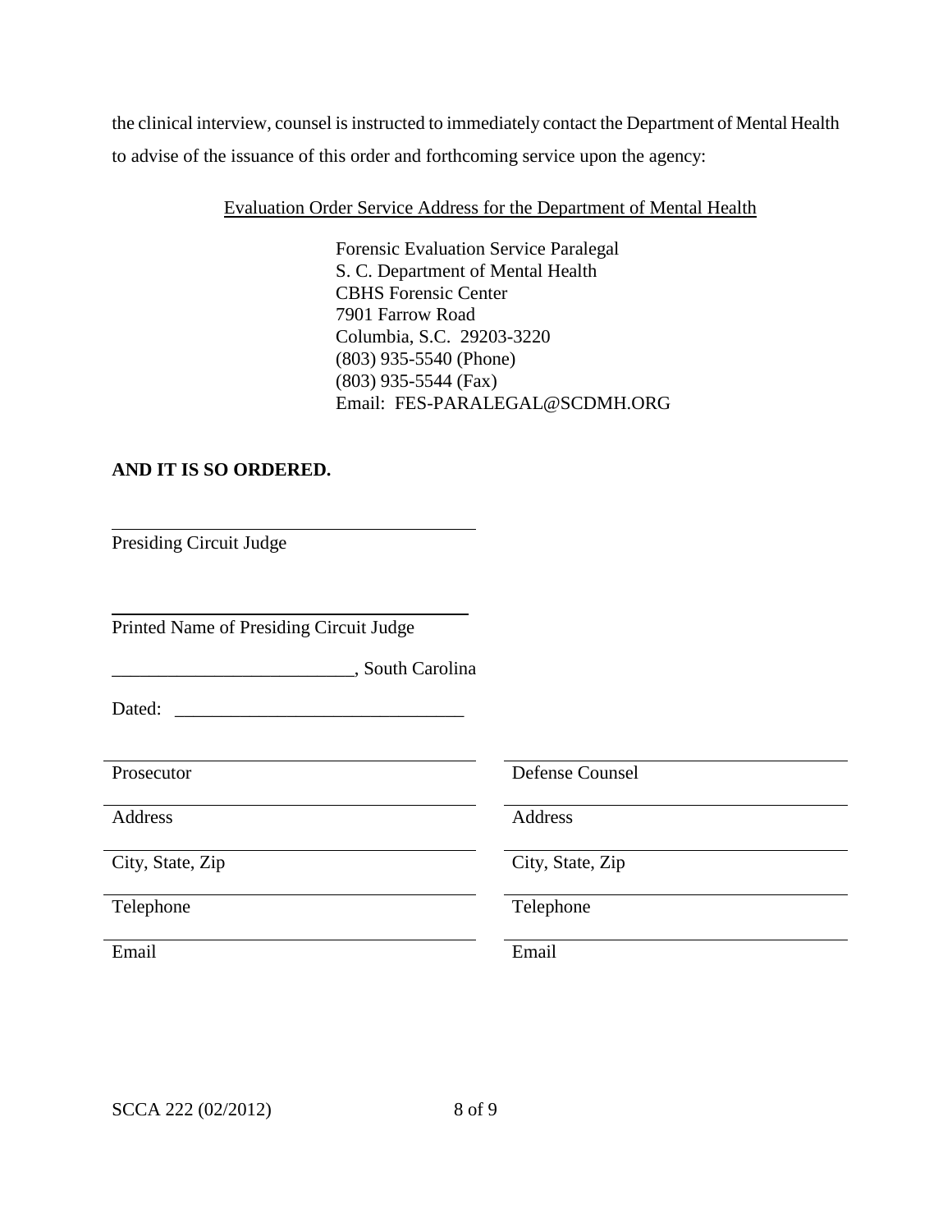the clinical interview, counsel is instructed to immediately contact the Department of Mental Health to advise of the issuance of this order and forthcoming service upon the agency:

<u>Evaluation Order Service Address for the Department of Mental Health</u>

Forensic Evaluation Service Paralegal
S. C. Department of Mental Health
CBHS Forensic Center
7901 Farrow Road
Columbia, S.C. 29203-3220
(803) 935-5540 (Phone)
(803) 935-5544 (Fax)
Email: FES-PARALEGAL@SCDMH.ORG

**AND IT IS SO ORDERED.**

\_\_\_\_\_\_\_\_\_\_\_\_\_\_\_\_\_\_\_\_\_\_\_\_\_\_\_\_\_\_\_\_\_\_\_\_\_\_\_\_
Presiding Circuit Judge

\_\_\_\_\_\_\_\_\_\_\_\_\_\_\_\_\_\_\_\_\_\_\_\_\_\_\_\_\_\_\_\_\_\_\_\_\_\_\_\_
Printed Name of Presiding Circuit Judge

\_\_\_\_\_\_\_\_\_\_\_\_\_\_\_\_\_\_\_\_\_\_\_\_\_\_, South Carolina

Dated: \_\_\_\_\_\_\_\_\_\_\_\_\_\_\_\_\_\_\_\_\_\_\_\_\_\_\_\_\_\_\_\_

| | |
|---|---|
| Prosecutor | Defense Counsel |
| Address | Address |
| City, State, Zip | City, State, Zip |
| Telephone | Telephone |
| Email | Email |

SCCA 222 (02/2012)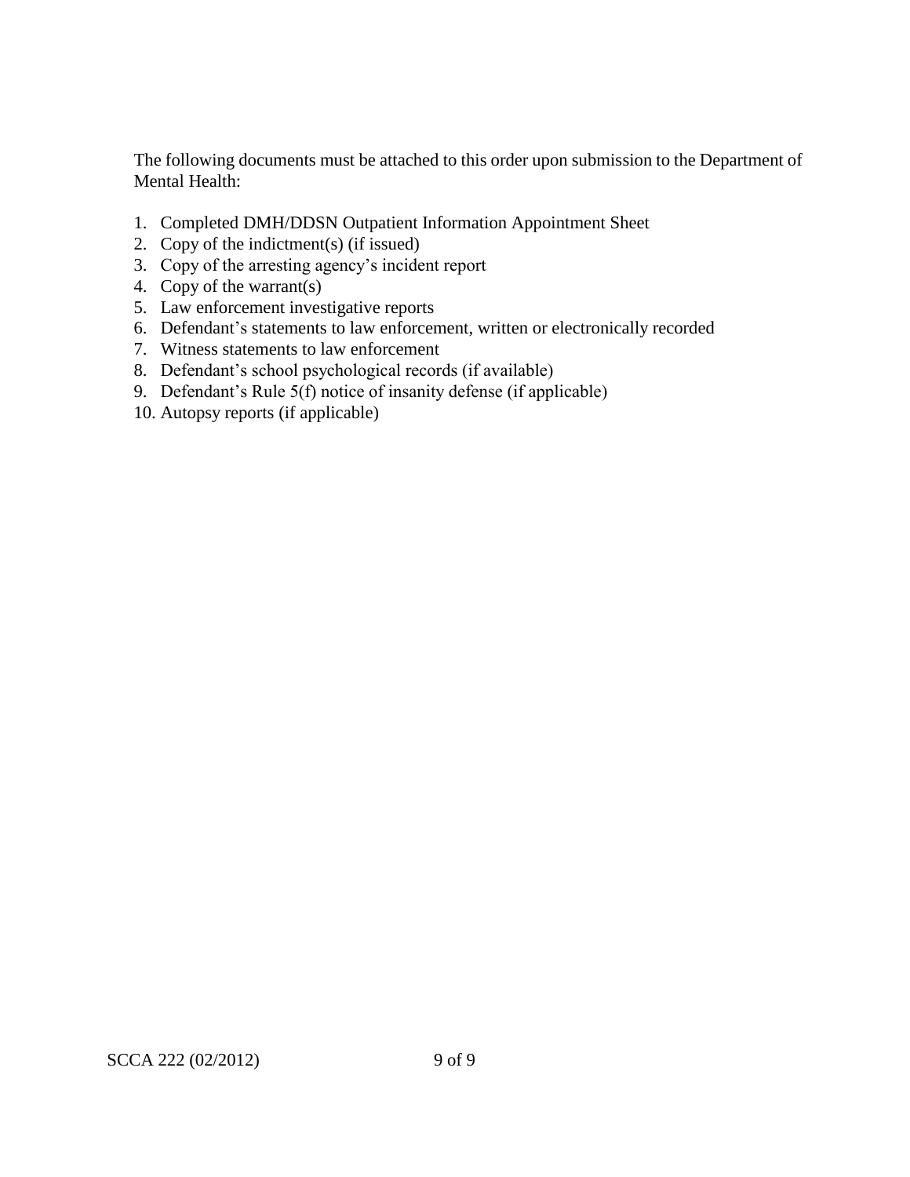The following documents must be attached to this order upon submission to the Department of Mental Health:

1. Completed DMH/DDSN Outpatient Information Appointment Sheet
2. Copy of the indictment(s) (if issued)
3. Copy of the arresting agency's incident report
4. Copy of the warrant(s)
5. Law enforcement investigative reports
6. Defendant's statements to law enforcement, written or electronically recorded
7. Witness statements to law enforcement
8. Defendant's school psychological records (if available)
9. Defendant's Rule 5(f) notice of insanity defense (if applicable)
10. Autopsy reports (if applicable)

SCCA 222 (02/2012)